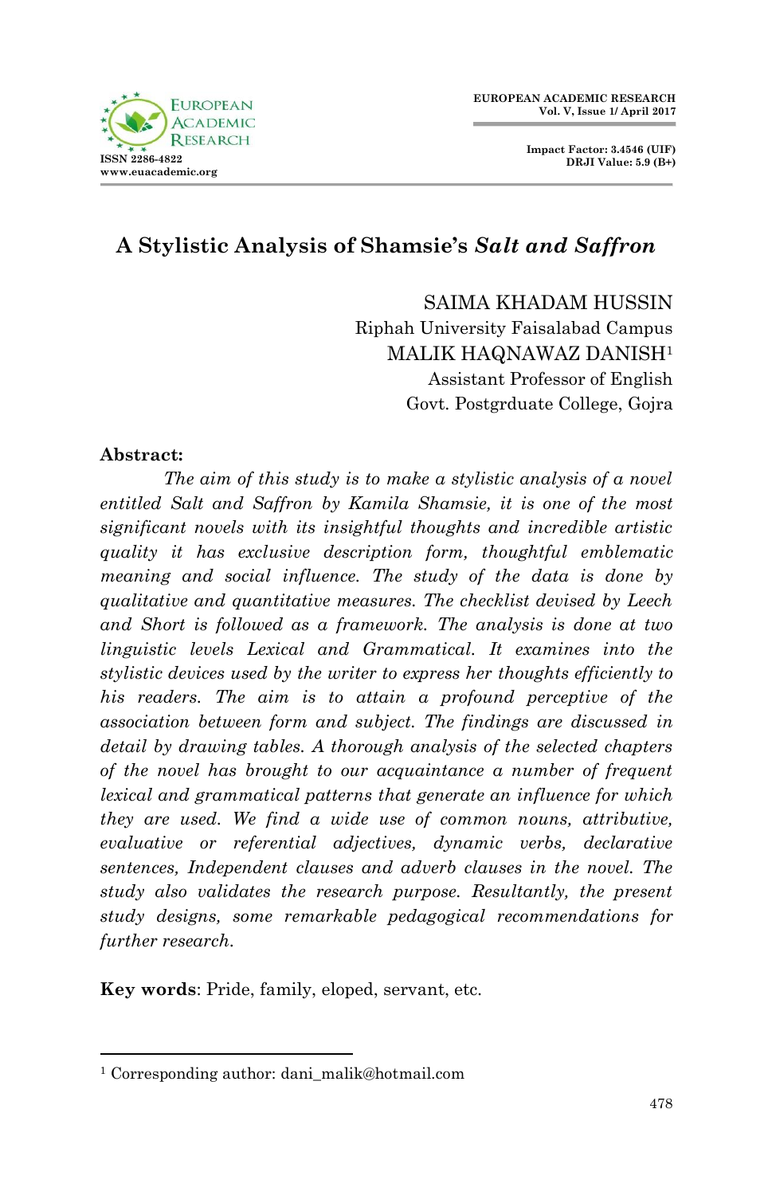# A Stylistic Analysis of Shamsie's *Salt and Saffron*

SAIMA KHADAM HUSSIN
Riphah University Faisalabad Campus
MALIK HAQNAWAZ DANISH[1]
Assistant Professor of English
Govt. Postgrduate College, Gojra

**Abstract:**

*The aim of this study is to make a stylistic analysis of a novel entitled Salt and Saffron by Kamila Shamsie, it is one of the most significant novels with its insightful thoughts and incredible artistic quality it has exclusive description form, thoughtful emblematic meaning and social influence. The study of the data is done by qualitative and quantitative measures. The checklist devised by Leech and Short is followed as a framework. The analysis is done at two linguistic levels Lexical and Grammatical. It examines into the stylistic devices used by the writer to express her thoughts efficiently to his readers. The aim is to attain a profound perceptive of the association between form and subject. The findings are discussed in detail by drawing tables. A thorough analysis of the selected chapters of the novel has brought to our acquaintance a number of frequent lexical and grammatical patterns that generate an influence for which they are used. We find a wide use of common nouns, attributive, evaluative or referential adjectives, dynamic verbs, declarative sentences, Independent clauses and adverb clauses in the novel. The study also validates the research purpose. Resultantly, the present study designs, some remarkable pedagogical recommendations for further research.*

**Key words**: Pride, family, eloped, servant, etc.

---

[1] Corresponding author: dani_malik@hotmail.com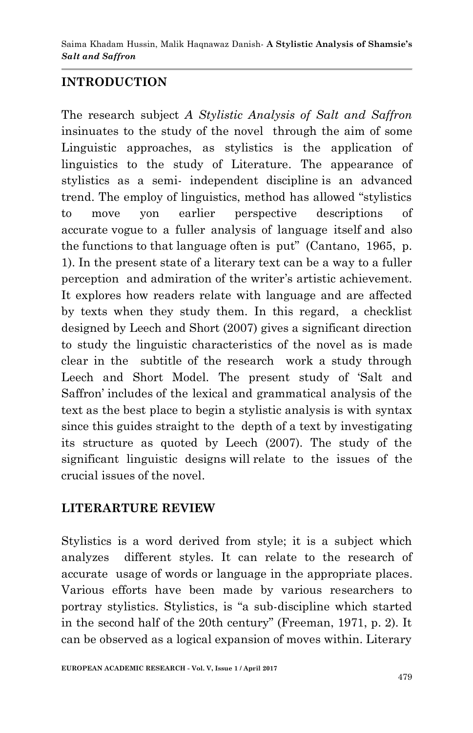## INTRODUCTION

The research subject *A Stylistic Analysis of Salt and Saffron* insinuates to the study of the novel through the aim of some Linguistic approaches, as stylistics is the application of linguistics to the study of Literature. The appearance of stylistics as a semi- independent discipline is an advanced trend. The employ of linguistics, method has allowed "stylistics to move yon earlier perspective descriptions of accurate vogue to a fuller analysis of language itself and also the functions to that language often is put" (Cantano, 1965, p. 1). In the present state of a literary text can be a way to a fuller perception and admiration of the writer's artistic achievement. It explores how readers relate with language and are affected by texts when they study them. In this regard, a checklist designed by Leech and Short (2007) gives a significant direction to study the linguistic characteristics of the novel as is made clear in the subtitle of the research work a study through Leech and Short Model. The present study of 'Salt and Saffron' includes of the lexical and grammatical analysis of the text as the best place to begin a stylistic analysis is with syntax since this guides straight to the depth of a text by investigating its structure as quoted by Leech (2007). The study of the significant linguistic designs will relate to the issues of the crucial issues of the novel.

## LITERARTURE REVIEW

Stylistics is a word derived from style; it is a subject which analyzes different styles. It can relate to the research of accurate usage of words or language in the appropriate places. Various efforts have been made by various researchers to portray stylistics. Stylistics, is "a sub-discipline which started in the second half of the 20th century" (Freeman, 1971, p. 2). It can be observed as a logical expansion of moves within. Literary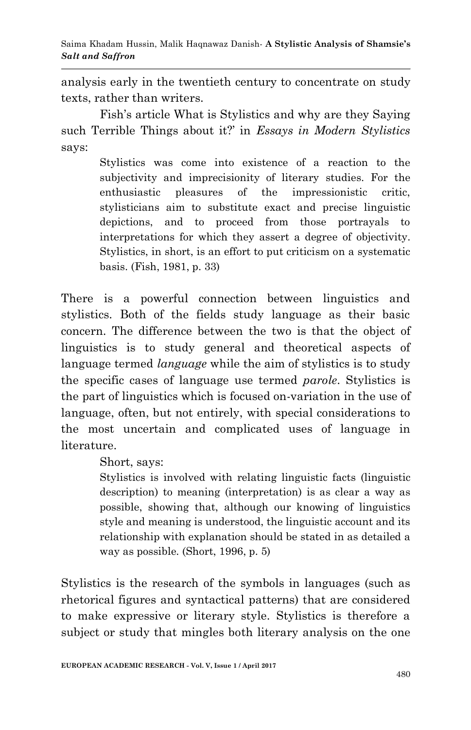analysis early in the twentieth century to concentrate on study texts, rather than writers.

Fish's article What is Stylistics and why are they Saying such Terrible Things about it?' in *Essays in Modern Stylistics* says:

> Stylistics was come into existence of a reaction to the subjectivity and imprecisionity of literary studies. For the enthusiastic pleasures of the impressionistic critic, stylisticians aim to substitute exact and precise linguistic depictions, and to proceed from those portrayals to interpretations for which they assert a degree of objectivity. Stylistics, in short, is an effort to put criticism on a systematic basis. (Fish, 1981, p. 33)

There is a powerful connection between linguistics and stylistics. Both of the fields study language as their basic concern. The difference between the two is that the object of linguistics is to study general and theoretical aspects of language termed *language* while the aim of stylistics is to study the specific cases of language use termed *parole*. Stylistics is the part of linguistics which is focused on-variation in the use of language, often, but not entirely, with special considerations to the most uncertain and complicated uses of language in literature.

Short, says:

> Stylistics is involved with relating linguistic facts (linguistic description) to meaning (interpretation) is as clear a way as possible, showing that, although our knowing of linguistics style and meaning is understood, the linguistic account and its relationship with explanation should be stated in as detailed a way as possible. (Short, 1996, p. 5)

Stylistics is the research of the symbols in languages (such as rhetorical figures and syntactical patterns) that are considered to make expressive or literary style. Stylistics is therefore a subject or study that mingles both literary analysis on the one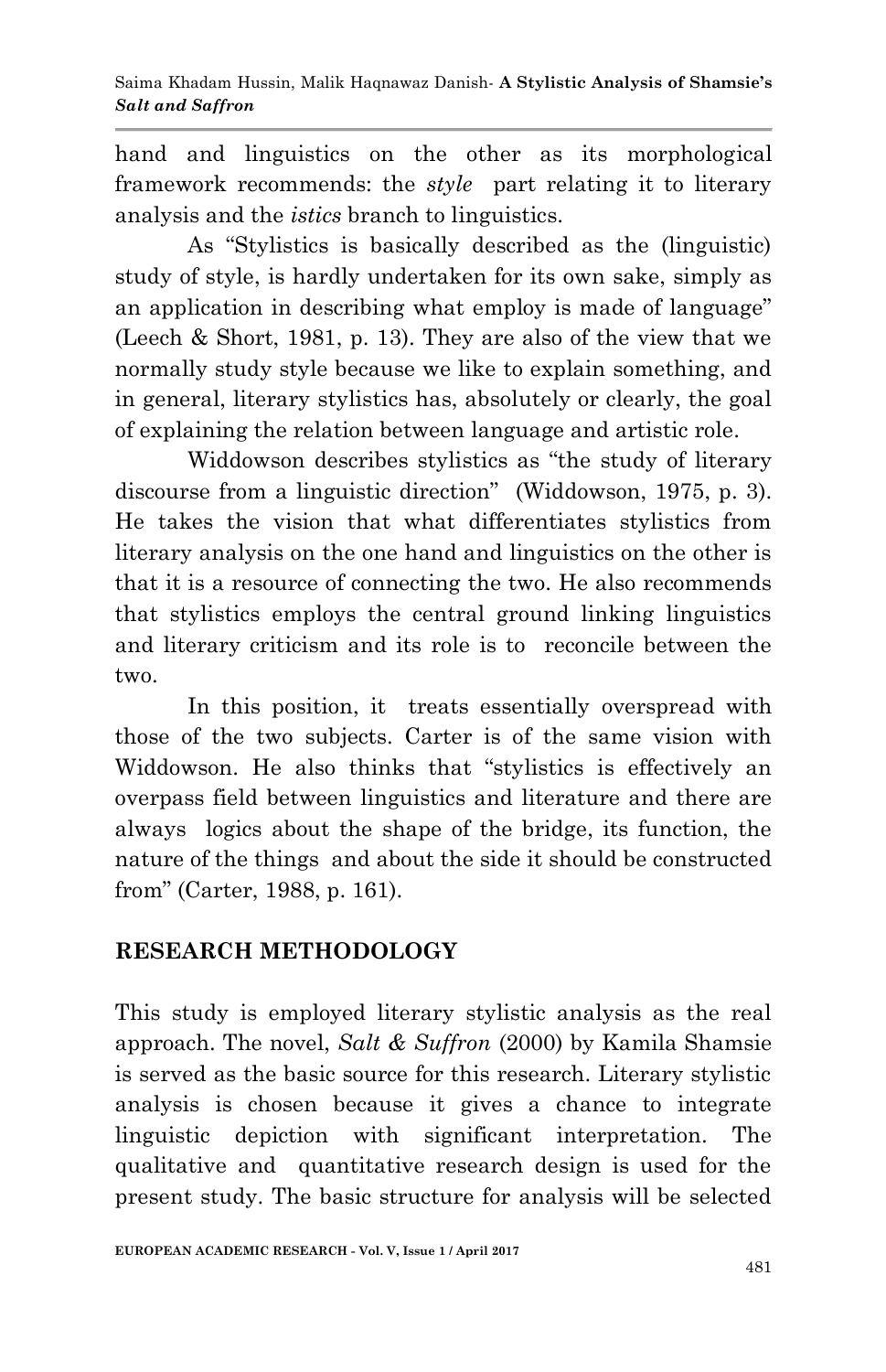hand and linguistics on the other as its morphological framework recommends: the *style* part relating it to literary analysis and the *istics* branch to linguistics.

As "Stylistics is basically described as the (linguistic) study of style, is hardly undertaken for its own sake, simply as an application in describing what employ is made of language" (Leech & Short, 1981, p. 13). They are also of the view that we normally study style because we like to explain something, and in general, literary stylistics has, absolutely or clearly, the goal of explaining the relation between language and artistic role.

Widdowson describes stylistics as "the study of literary discourse from a linguistic direction" (Widdowson, 1975, p. 3). He takes the vision that what differentiates stylistics from literary analysis on the one hand and linguistics on the other is that it is a resource of connecting the two. He also recommends that stylistics employs the central ground linking linguistics and literary criticism and its role is to reconcile between the two.

In this position, it treats essentially overspread with those of the two subjects. Carter is of the same vision with Widdowson. He also thinks that "stylistics is effectively an overpass field between linguistics and literature and there are always logics about the shape of the bridge, its function, the nature of the things and about the side it should be constructed from" (Carter, 1988, p. 161).

## RESEARCH METHODOLOGY

This study is employed literary stylistic analysis as the real approach. The novel, *Salt & Suffron* (2000) by Kamila Shamsie is served as the basic source for this research. Literary stylistic analysis is chosen because it gives a chance to integrate linguistic depiction with significant interpretation. The qualitative and quantitative research design is used for the present study. The basic structure for analysis will be selected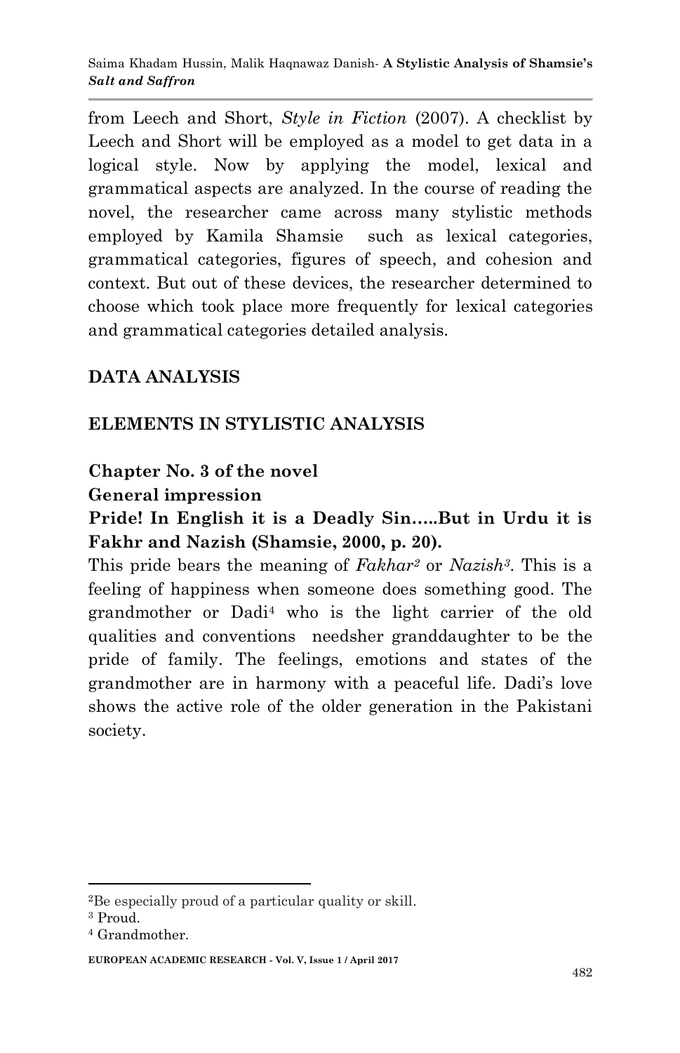from Leech and Short, *Style in Fiction* (2007). A checklist by Leech and Short will be employed as a model to get data in a logical style. Now by applying the model, lexical and grammatical aspects are analyzed. In the course of reading the novel, the researcher came across many stylistic methods employed by Kamila Shamsie such as lexical categories, grammatical categories, figures of speech, and cohesion and context. But out of these devices, the researcher determined to choose which took place more frequently for lexical categories and grammatical categories detailed analysis.

## DATA ANALYSIS

## ELEMENTS IN STYLISTIC ANALYSIS

### Chapter No. 3 of the novel

### General impression

**Pride! In English it is a Deadly Sin…..But in Urdu it is Fakhr and Nazish (Shamsie, 2000, p. 20).**

This pride bears the meaning of *Fakhar*[2] or *Nazish*[3]. This is a feeling of happiness when someone does something good. The grandmother or Dadi[4] who is the light carrier of the old qualities and conventions needsher granddaughter to be the pride of family. The feelings, emotions and states of the grandmother are in harmony with a peaceful life. Dadi's love shows the active role of the older generation in the Pakistani society.

---

[2]Be especially proud of a particular quality or skill.

[3] Proud.

[4] Grandmother.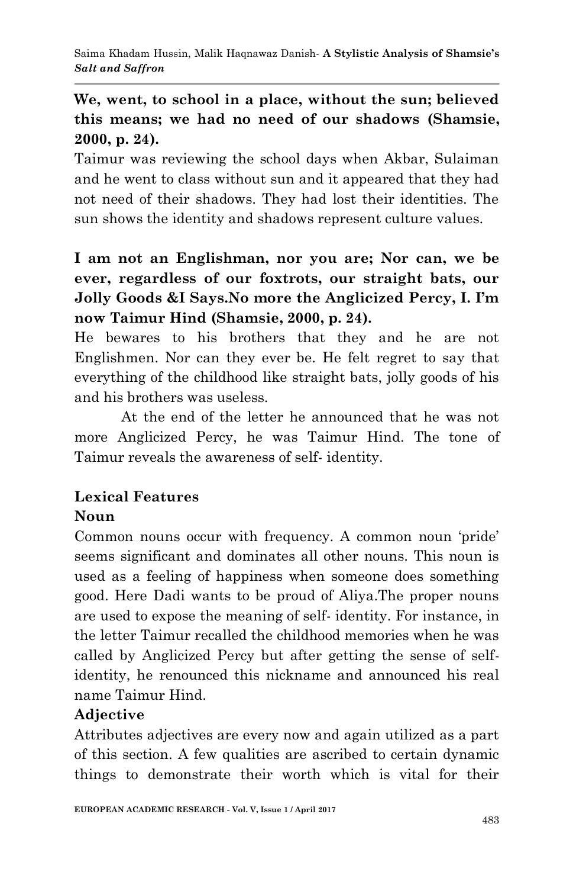**We, went, to school in a place, without the sun; believed this means; we had no need of our shadows (Shamsie, 2000, p. 24).**

Taimur was reviewing the school days when Akbar, Sulaiman and he went to class without sun and it appeared that they had not need of their shadows. They had lost their identities. The sun shows the identity and shadows represent culture values.

**I am not an Englishman, nor you are; Nor can, we be ever, regardless of our foxtrots, our straight bats, our Jolly Goods &I Says.No more the Anglicized Percy, I. I'm now Taimur Hind (Shamsie, 2000, p. 24).**

He bewares to his brothers that they and he are not Englishmen. Nor can they ever be. He felt regret to say that everything of the childhood like straight bats, jolly goods of his and his brothers was useless.

At the end of the letter he announced that he was not more Anglicized Percy, he was Taimur Hind. The tone of Taimur reveals the awareness of self- identity.

### Lexical Features

#### Noun

Common nouns occur with frequency. A common noun 'pride' seems significant and dominates all other nouns. This noun is used as a feeling of happiness when someone does something good. Here Dadi wants to be proud of Aliya.The proper nouns are used to expose the meaning of self- identity. For instance, in the letter Taimur recalled the childhood memories when he was called by Anglicized Percy but after getting the sense of self-identity, he renounced this nickname and announced his real name Taimur Hind.

#### Adjective

Attributes adjectives are every now and again utilized as a part of this section. A few qualities are ascribed to certain dynamic things to demonstrate their worth which is vital for their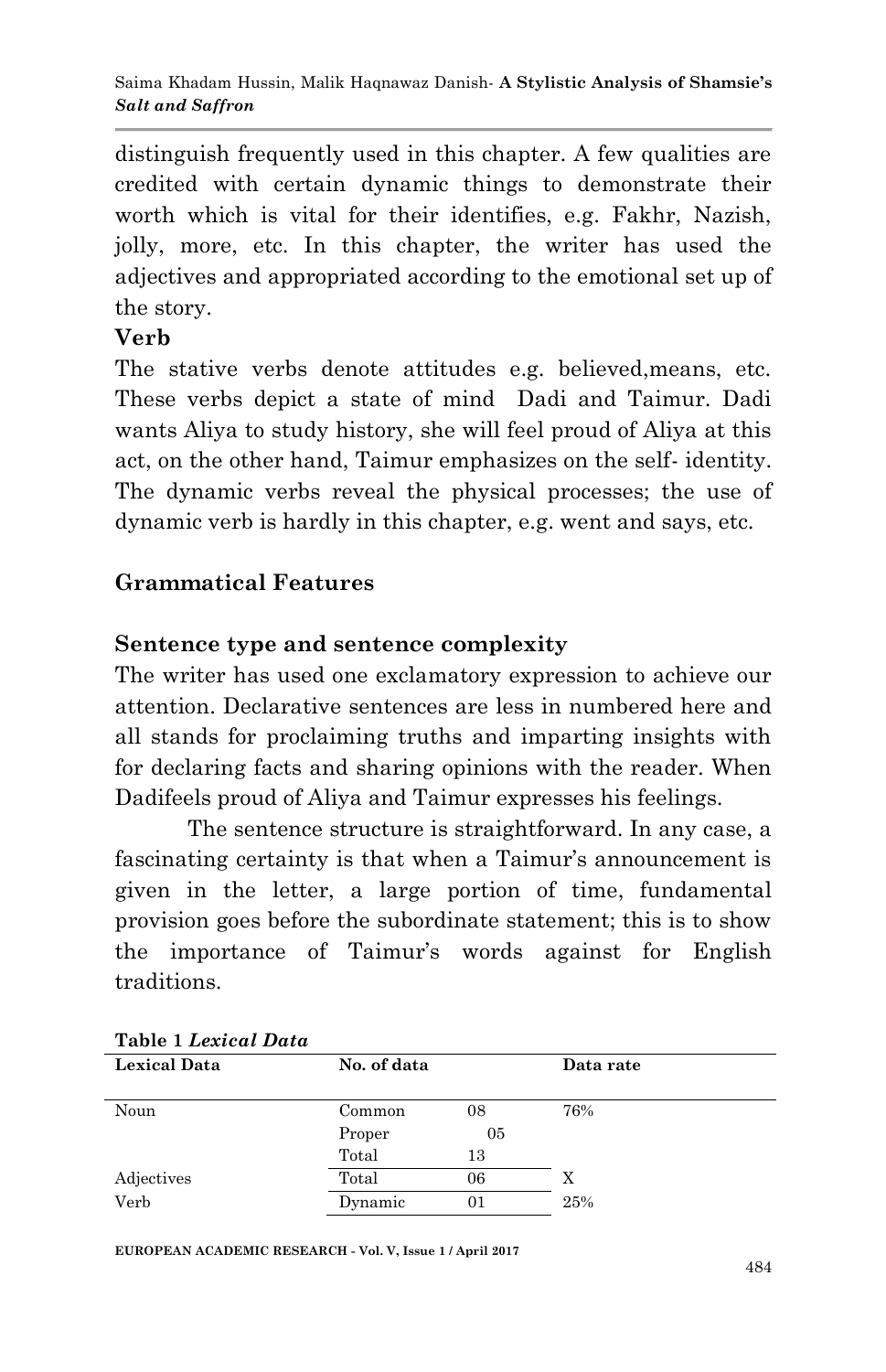distinguish frequently used in this chapter. A few qualities are credited with certain dynamic things to demonstrate their worth which is vital for their identifies, e.g. Fakhr, Nazish, jolly, more, etc. In this chapter, the writer has used the adjectives and appropriated according to the emotional set up of the story.

**Verb**

The stative verbs denote attitudes e.g. believed,means, etc. These verbs depict a state of mind Dadi and Taimur. Dadi wants Aliya to study history, she will feel proud of Aliya at this act, on the other hand, Taimur emphasizes on the self- identity. The dynamic verbs reveal the physical processes; the use of dynamic verb is hardly in this chapter, e.g. went and says, etc.

## Grammatical Features

### Sentence type and sentence complexity

The writer has used one exclamatory expression to achieve our attention. Declarative sentences are less in numbered here and all stands for proclaiming truths and imparting insights with for declaring facts and sharing opinions with the reader. When Dadifeels proud of Aliya and Taimur expresses his feelings.

The sentence structure is straightforward. In any case, a fascinating certainty is that when a Taimur's announcement is given in the letter, a large portion of time, fundamental provision goes before the subordinate statement; this is to show the importance of Taimur's words against for English traditions.

**Table 1** ***Lexical Data***

| Lexical Data | No. of data | | Data rate |
|---|---|---|---|
| Noun | Common | 08 | 76% |
| | Proper | 05 | |
| | Total | 13 | |
| Adjectives | Total | 06 | X |
| Verb | Dynamic | 01 | 25% |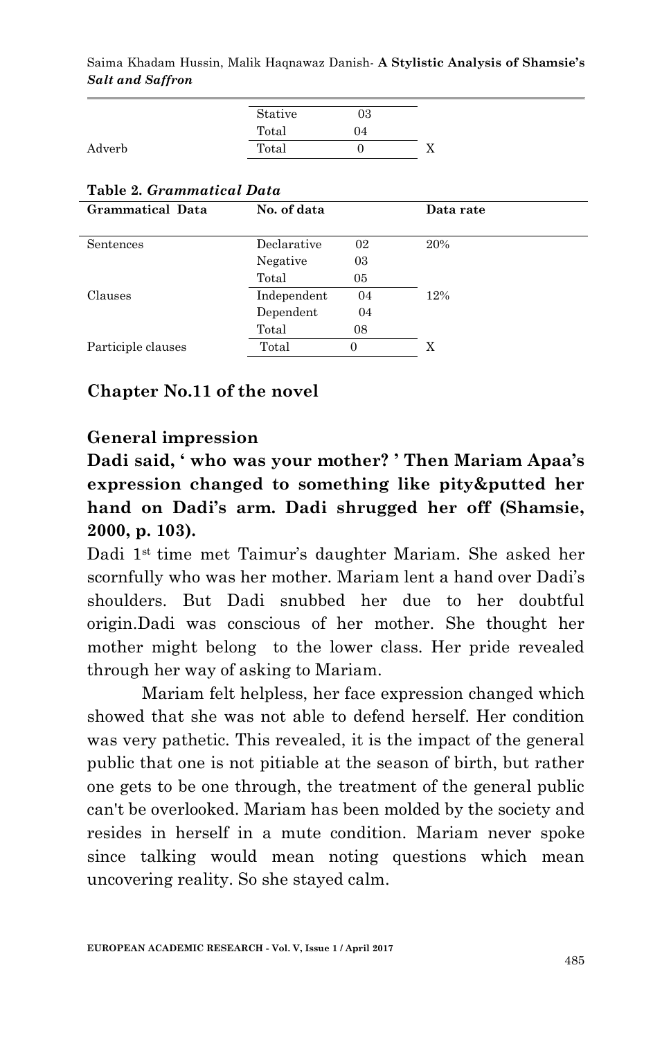| | | | |
|---|---|---|---|
| | Stative | 03 | |
| | Total | 04 | |
| Adverb | Total | 0 | X |

**Table 2.** ***Grammatical Data***

| Grammatical Data | No. of data | | Data rate |
|---|---|---|---|
| Sentences | Declarative | 02 | 20% |
| | Negative | 03 | |
| | Total | 05 | |
| Clauses | Independent | 04 | 12% |
| | Dependent | 04 | |
| | Total | 08 | |
| Participle clauses | Total | 0 | X |

## Chapter No.11 of the novel

### General impression

**Dadi said, ' who was your mother? ' Then Mariam Apaa's expression changed to something like pity&putted her hand on Dadi's arm. Dadi shrugged her off (Shamsie, 2000, p. 103).**

Dadi 1st time met Taimur's daughter Mariam. She asked her scornfully who was her mother. Mariam lent a hand over Dadi's shoulders. But Dadi snubbed her due to her doubtful origin.Dadi was conscious of her mother. She thought her mother might belong to the lower class. Her pride revealed through her way of asking to Mariam.

Mariam felt helpless, her face expression changed which showed that she was not able to defend herself. Her condition was very pathetic. This revealed, it is the impact of the general public that one is not pitiable at the season of birth, but rather one gets to be one through, the treatment of the general public can't be overlooked. Mariam has been molded by the society and resides in herself in a mute condition. Mariam never spoke since talking would mean noting questions which mean uncovering reality. So she stayed calm.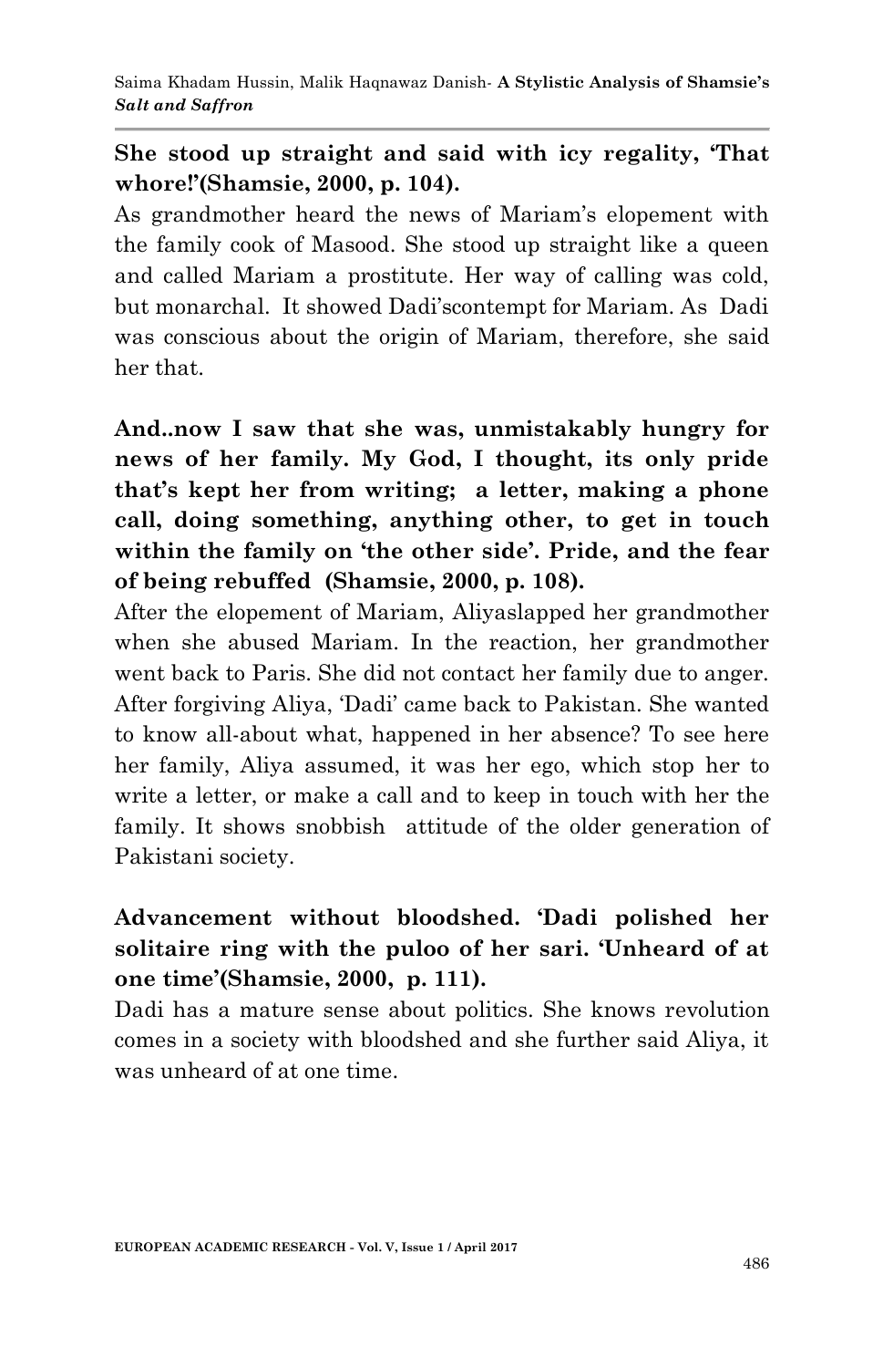**She stood up straight and said with icy regality, 'That whore!'(Shamsie, 2000, p. 104).**

As grandmother heard the news of Mariam's elopement with the family cook of Masood. She stood up straight like a queen and called Mariam a prostitute. Her way of calling was cold, but monarchal. It showed Dadi'scontempt for Mariam. As Dadi was conscious about the origin of Mariam, therefore, she said her that.

**And..now I saw that she was, unmistakably hungry for news of her family. My God, I thought, its only pride that's kept her from writing; a letter, making a phone call, doing something, anything other, to get in touch within the family on 'the other side'. Pride, and the fear of being rebuffed (Shamsie, 2000, p. 108).**

After the elopement of Mariam, Aliyaslapped her grandmother when she abused Mariam. In the reaction, her grandmother went back to Paris. She did not contact her family due to anger. After forgiving Aliya, 'Dadi' came back to Pakistan. She wanted to know all-about what, happened in her absence? To see here her family, Aliya assumed, it was her ego, which stop her to write a letter, or make a call and to keep in touch with her the family. It shows snobbish attitude of the older generation of Pakistani society.

**Advancement without bloodshed. 'Dadi polished her solitaire ring with the puloo of her sari. 'Unheard of at one time'(Shamsie, 2000, p. 111).**

Dadi has a mature sense about politics. She knows revolution comes in a society with bloodshed and she further said Aliya, it was unheard of at one time.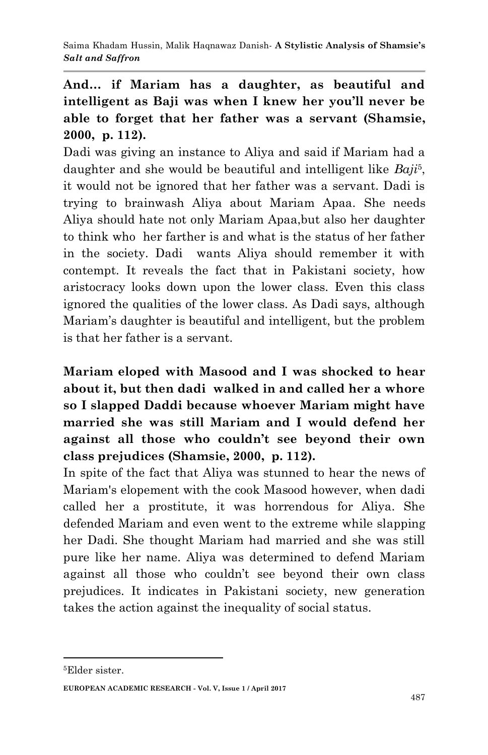**And… if Mariam has a daughter, as beautiful and intelligent as Baji was when I knew her you'll never be able to forget that her father was a servant (Shamsie, 2000, p. 112).**

Dadi was giving an instance to Aliya and said if Mariam had a daughter and she would be beautiful and intelligent like *Baji*[5], it would not be ignored that her father was a servant. Dadi is trying to brainwash Aliya about Mariam Apaa. She needs Aliya should hate not only Mariam Apaa,but also her daughter to think who her farther is and what is the status of her father in the society. Dadi wants Aliya should remember it with contempt. It reveals the fact that in Pakistani society, how aristocracy looks down upon the lower class. Even this class ignored the qualities of the lower class. As Dadi says, although Mariam's daughter is beautiful and intelligent, but the problem is that her father is a servant.

**Mariam eloped with Masood and I was shocked to hear about it, but then dadi walked in and called her a whore so I slapped Daddi because whoever Mariam might have married she was still Mariam and I would defend her against all those who couldn't see beyond their own class prejudices (Shamsie, 2000, p. 112).**

In spite of the fact that Aliya was stunned to hear the news of Mariam's elopement with the cook Masood however, when dadi called her a prostitute, it was horrendous for Aliya. She defended Mariam and even went to the extreme while slapping her Dadi. She thought Mariam had married and she was still pure like her name. Aliya was determined to defend Mariam against all those who couldn't see beyond their own class prejudices. It indicates in Pakistani society, new generation takes the action against the inequality of social status.

---

[5] Elder sister.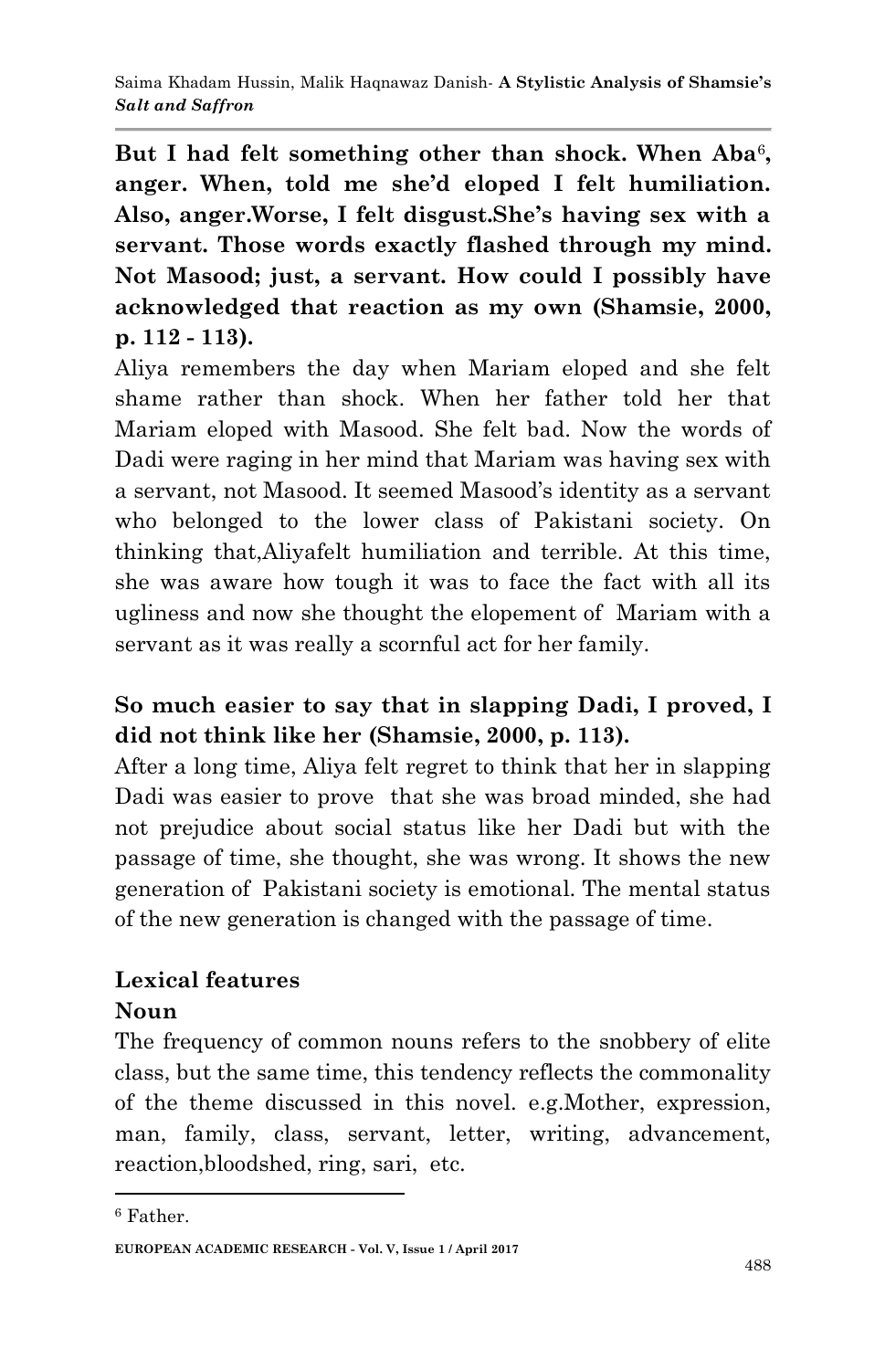**But I had felt something other than shock. When Aba[6], anger. When, told me she'd eloped I felt humiliation. Also, anger.Worse, I felt disgust.She's having sex with a servant. Those words exactly flashed through my mind. Not Masood; just, a servant. How could I possibly have acknowledged that reaction as my own (Shamsie, 2000, p. 112 - 113).**

Aliya remembers the day when Mariam eloped and she felt shame rather than shock. When her father told her that Mariam eloped with Masood. She felt bad. Now the words of Dadi were raging in her mind that Mariam was having sex with a servant, not Masood. It seemed Masood's identity as a servant who belonged to the lower class of Pakistani society. On thinking that,Aliyafelt humiliation and terrible. At this time, she was aware how tough it was to face the fact with all its ugliness and now she thought the elopement of Mariam with a servant as it was really a scornful act for her family.

**So much easier to say that in slapping Dadi, I proved, I did not think like her (Shamsie, 2000, p. 113).**

After a long time, Aliya felt regret to think that her in slapping Dadi was easier to prove that she was broad minded, she had not prejudice about social status like her Dadi but with the passage of time, she thought, she was wrong. It shows the new generation of Pakistani society is emotional. The mental status of the new generation is changed with the passage of time.

### Lexical features

#### Noun

The frequency of common nouns refers to the snobbery of elite class, but the same time, this tendency reflects the commonality of the theme discussed in this novel. e.g.Mother, expression, man, family, class, servant, letter, writing, advancement, reaction,bloodshed, ring, sari, etc.

---

[6] Father.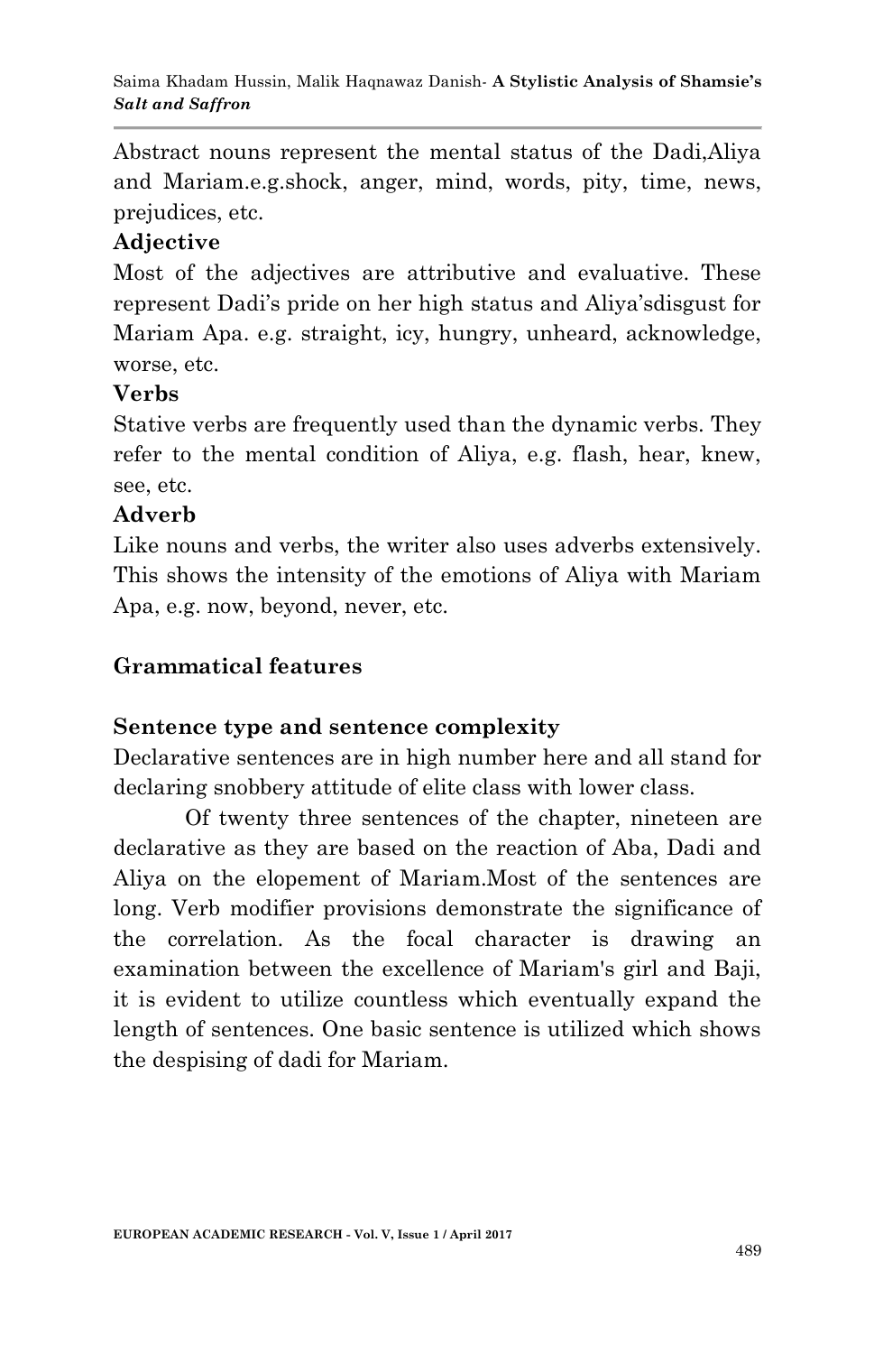Abstract nouns represent the mental status of the Dadi,Aliya and Mariam.e.g.shock, anger, mind, words, pity, time, news, prejudices, etc.

### Adjective

Most of the adjectives are attributive and evaluative. These represent Dadi's pride on her high status and Aliya'sdisgust for Mariam Apa. e.g. straight, icy, hungry, unheard, acknowledge, worse, etc.

### Verbs

Stative verbs are frequently used than the dynamic verbs. They refer to the mental condition of Aliya, e.g. flash, hear, knew, see, etc.

### Adverb

Like nouns and verbs, the writer also uses adverbs extensively. This shows the intensity of the emotions of Aliya with Mariam Apa, e.g. now, beyond, never, etc.

## Grammatical features

### Sentence type and sentence complexity

Declarative sentences are in high number here and all stand for declaring snobbery attitude of elite class with lower class.

Of twenty three sentences of the chapter, nineteen are declarative as they are based on the reaction of Aba, Dadi and Aliya on the elopement of Mariam.Most of the sentences are long. Verb modifier provisions demonstrate the significance of the correlation. As the focal character is drawing an examination between the excellence of Mariam's girl and Baji, it is evident to utilize countless which eventually expand the length of sentences. One basic sentence is utilized which shows the despising of dadi for Mariam.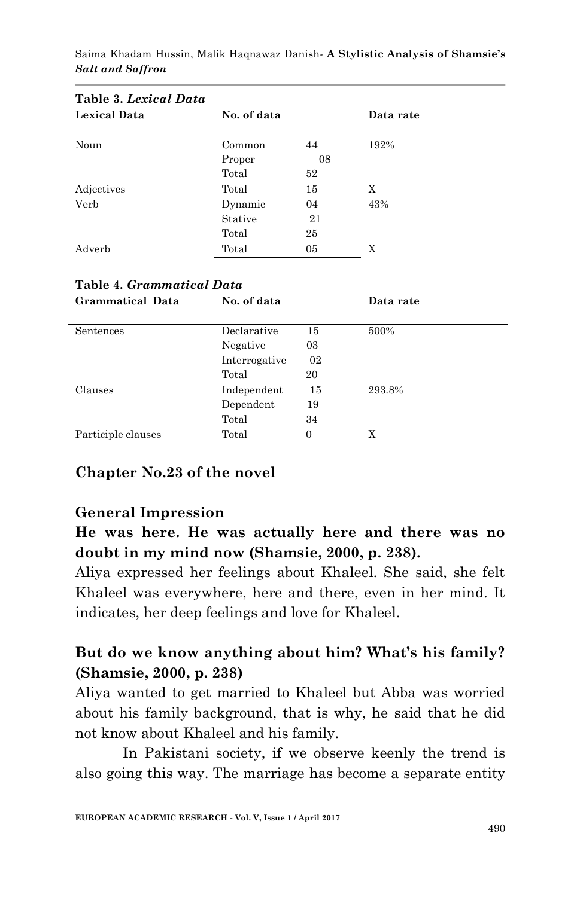**Table 3.** ***Lexical Data***

| Lexical Data | No. of data | | Data rate |
|---|---|---|---|
| Noun | Common | 44 | 192% |
| | Proper | 08 | |
| | Total | 52 | |
| Adjectives | Total | 15 | X |
| Verb | Dynamic | 04 | 43% |
| | Stative | 21 | |
| | Total | 25 | |
| Adverb | Total | 05 | X |

**Table 4.** ***Grammatical Data***

| Grammatical Data | No. of data | | Data rate |
|---|---|---|---|
| Sentences | Declarative | 15 | 500% |
| | Negative | 03 | |
| | Interrogative | 02 | |
| | Total | 20 | |
| Clauses | Independent | 15 | 293.8% |
| | Dependent | 19 | |
| | Total | 34 | |
| Participle clauses | Total | 0 | X |

## Chapter No.23 of the novel

### General Impression

**He was here. He was actually here and there was no doubt in my mind now (Shamsie, 2000, p. 238).**

Aliya expressed her feelings about Khaleel. She said, she felt Khaleel was everywhere, here and there, even in her mind. It indicates, her deep feelings and love for Khaleel.

**But do we know anything about him? What's his family? (Shamsie, 2000, p. 238)**

Aliya wanted to get married to Khaleel but Abba was worried about his family background, that is why, he said that he did not know about Khaleel and his family.

In Pakistani society, if we observe keenly the trend is also going this way. The marriage has become a separate entity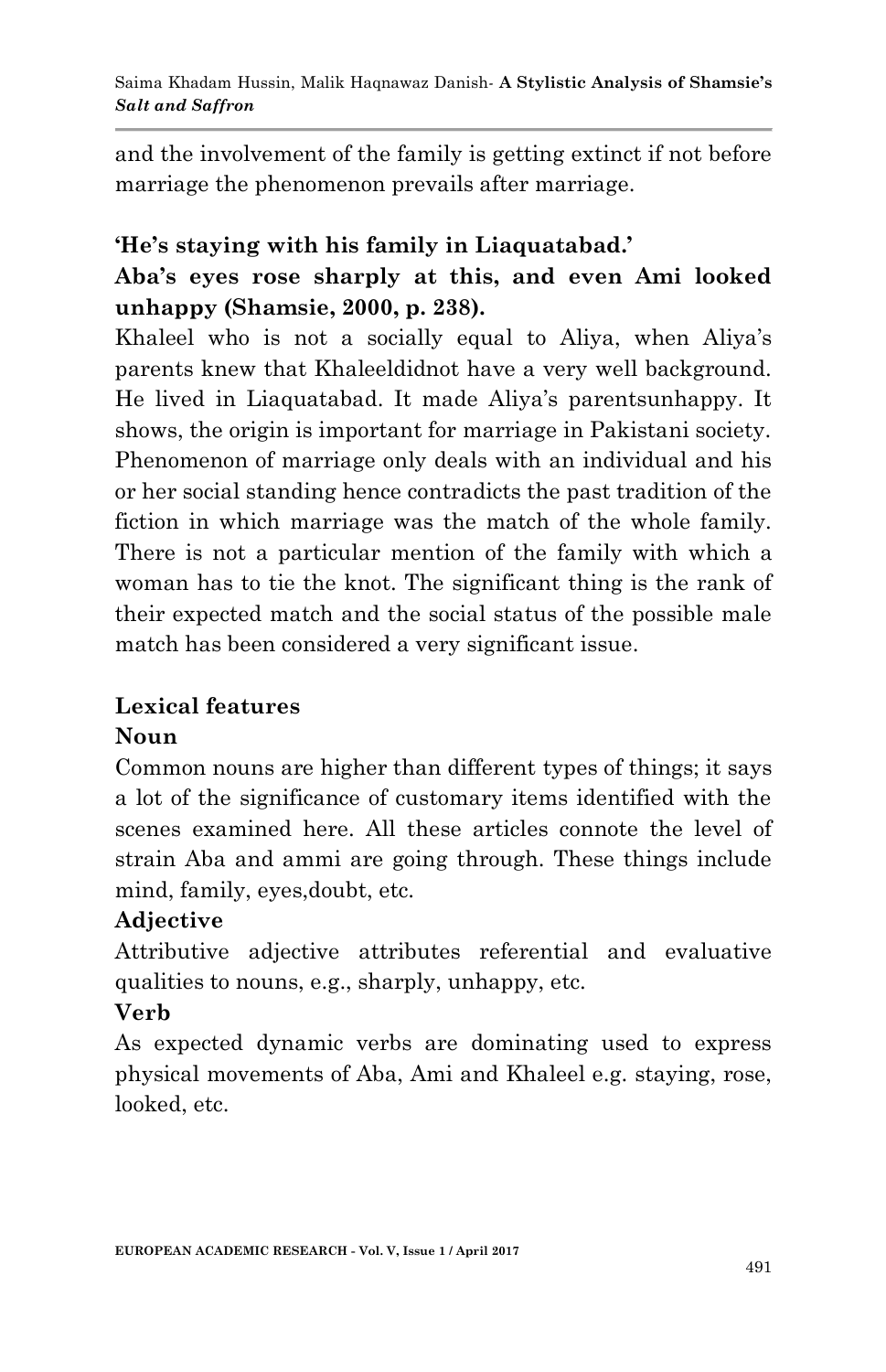and the involvement of the family is getting extinct if not before marriage the phenomenon prevails after marriage.

**'He's staying with his family in Liaquatabad.'**

**Aba's eyes rose sharply at this, and even Ami looked unhappy (Shamsie, 2000, p. 238).**

Khaleel who is not a socially equal to Aliya, when Aliya's parents knew that Khaleeldidnot have a very well background. He lived in Liaquatabad. It made Aliya's parentsunhappy. It shows, the origin is important for marriage in Pakistani society. Phenomenon of marriage only deals with an individual and his or her social standing hence contradicts the past tradition of the fiction in which marriage was the match of the whole family. There is not a particular mention of the family with which a woman has to tie the knot. The significant thing is the rank of their expected match and the social status of the possible male match has been considered a very significant issue.

**Lexical features**

**Noun**

Common nouns are higher than different types of things; it says a lot of the significance of customary items identified with the scenes examined here. All these articles connote the level of strain Aba and ammi are going through. These things include mind, family, eyes,doubt, etc.

**Adjective**

Attributive adjective attributes referential and evaluative qualities to nouns, e.g., sharply, unhappy, etc.

**Verb**

As expected dynamic verbs are dominating used to express physical movements of Aba, Ami and Khaleel e.g. staying, rose, looked, etc.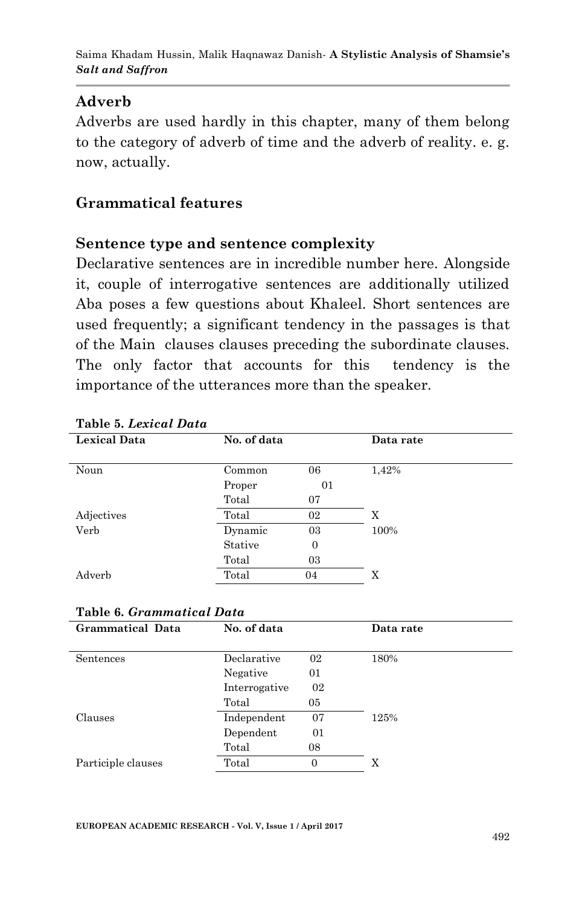## Adverb

Adverbs are used hardly in this chapter, many of them belong to the category of adverb of time and the adverb of reality. e. g. now, actually.

## Grammatical features

### Sentence type and sentence complexity

Declarative sentences are in incredible number here. Alongside it, couple of interrogative sentences are additionally utilized Aba poses a few questions about Khaleel. Short sentences are used frequently; a significant tendency in the passages is that of the Main clauses clauses preceding the subordinate clauses. The only factor that accounts for this tendency is the importance of the utterances more than the speaker.

**Table 5.** ***Lexical Data***

| Lexical Data | No. of data | | Data rate |
|---|---|---|---|
| Noun | Common | 06 | 1,42% |
| | Proper | 01 | |
| | Total | 07 | |
| Adjectives | Total | 02 | X |
| Verb | Dynamic | 03 | 100% |
| | Stative | 0 | |
| | Total | 03 | |
| Adverb | Total | 04 | X |

**Table 6.** ***Grammatical Data***

| Grammatical Data | No. of data | | Data rate |
|---|---|---|---|
| Sentences | Declarative | 02 | 180% |
| | Negative | 01 | |
| | Interrogative | 02 | |
| | Total | 05 | |
| Clauses | Independent | 07 | 125% |
| | Dependent | 01 | |
| | Total | 08 | |
| Participle clauses | Total | 0 | X |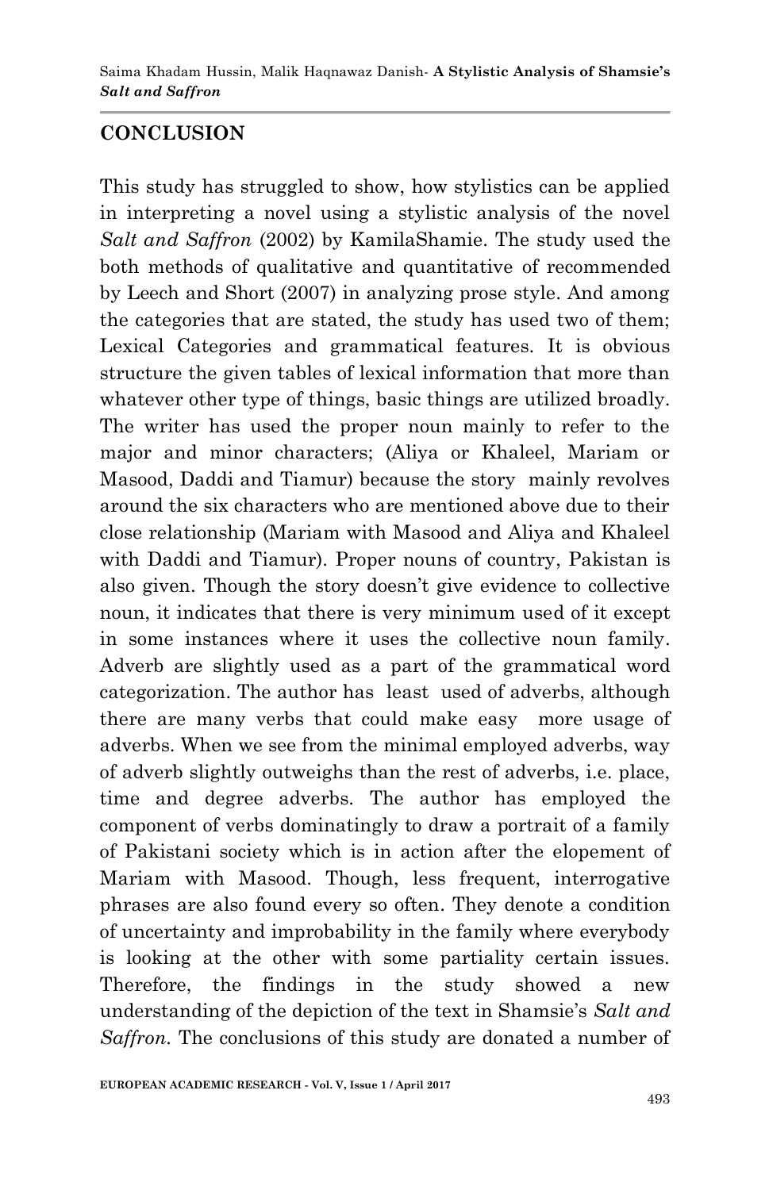## CONCLUSION

This study has struggled to show, how stylistics can be applied in interpreting a novel using a stylistic analysis of the novel *Salt and Saffron* (2002) by KamilaShamie. The study used the both methods of qualitative and quantitative of recommended by Leech and Short (2007) in analyzing prose style. And among the categories that are stated, the study has used two of them; Lexical Categories and grammatical features. It is obvious structure the given tables of lexical information that more than whatever other type of things, basic things are utilized broadly. The writer has used the proper noun mainly to refer to the major and minor characters; (Aliya or Khaleel, Mariam or Masood, Daddi and Tiamur) because the story mainly revolves around the six characters who are mentioned above due to their close relationship (Mariam with Masood and Aliya and Khaleel with Daddi and Tiamur). Proper nouns of country, Pakistan is also given. Though the story doesn't give evidence to collective noun, it indicates that there is very minimum used of it except in some instances where it uses the collective noun family. Adverb are slightly used as a part of the grammatical word categorization. The author has least used of adverbs, although there are many verbs that could make easy more usage of adverbs. When we see from the minimal employed adverbs, way of adverb slightly outweighs than the rest of adverbs, i.e. place, time and degree adverbs. The author has employed the component of verbs dominatingly to draw a portrait of a family of Pakistani society which is in action after the elopement of Mariam with Masood. Though, less frequent, interrogative phrases are also found every so often. They denote a condition of uncertainty and improbability in the family where everybody is looking at the other with some partiality certain issues. Therefore, the findings in the study showed a new understanding of the depiction of the text in Shamsie's *Salt and Saffron*. The conclusions of this study are donated a number of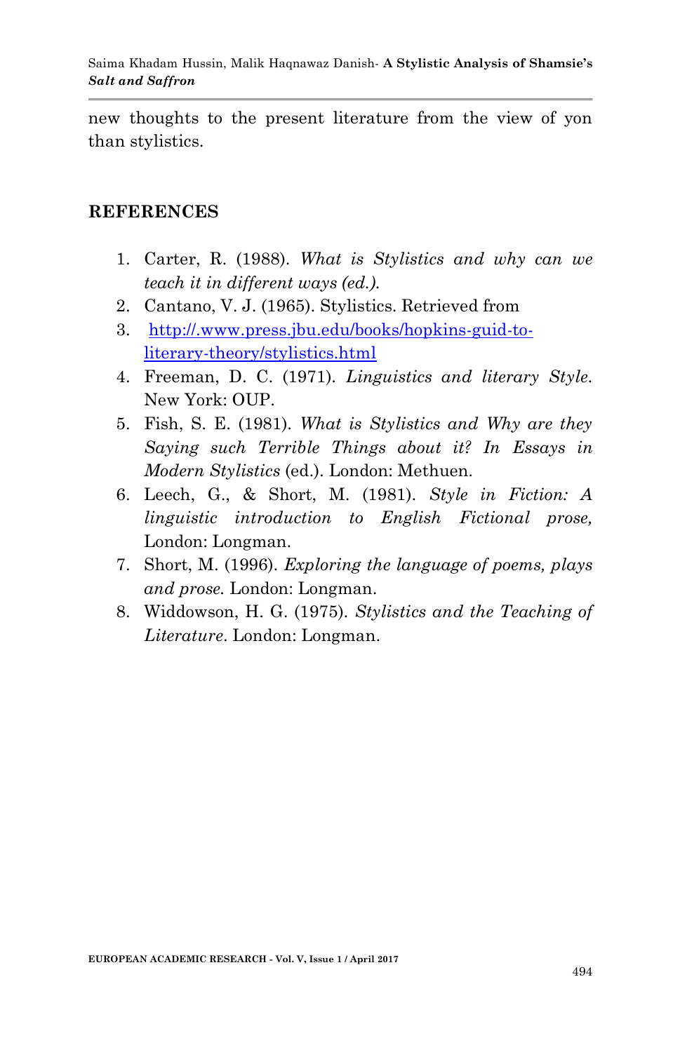new thoughts to the present literature from the view of yon than stylistics.

## REFERENCES

1. Carter, R. (1988). *What is Stylistics and why can we teach it in different ways (ed.).*
2. Cantano, V. J. (1965). Stylistics. Retrieved from
3. http://.www.press.jbu.edu/books/hopkins-guid-to-literary-theory/stylistics.html
4. Freeman, D. C. (1971). *Linguistics and literary Style.* New York: OUP.
5. Fish, S. E. (1981). *What is Stylistics and Why are they Saying such Terrible Things about it? In Essays in Modern Stylistics* (ed.). London: Methuen.
6. Leech, G., & Short, M. (1981). *Style in Fiction: A linguistic introduction to English Fictional prose,* London: Longman.
7. Short, M. (1996). *Exploring the language of poems, plays and prose.* London: Longman.
8. Widdowson, H. G. (1975). *Stylistics and the Teaching of Literature*. London: Longman.